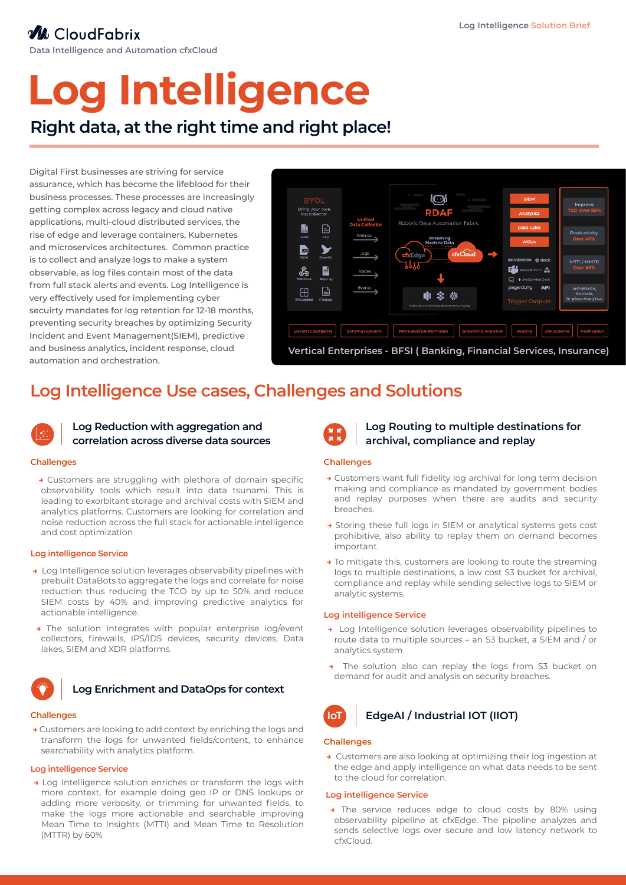CloudFabrix

Data Intelligence and Automation cfxCloud

# Log Intelligence

## Right data, at the right time and right place!

Digital First businesses are striving for service assurance, which has become the lifeblood for their business processes. These processes are increasingly getting complex across legacy and cloud native applications, multi-cloud distributed services, the rise of edge and leverage containers, Kubernetes and microservices architectures. Common practice is to collect and analyze logs to make a system observable, as log files contain most of the data from full stack alerts and events. Log Intelligence is very effectively used for implementing cyber secuirty mandates for log retention for 12-18 months, preventing security breaches by optimizing Security Incident and Event Management(SIEM), predictive and business analytics, incident response, cloud automation and orchestration.

Vertical Enterprises - BFSI ( Banking, Financial Services, Insurance)

## Log Intelligence Use cases, Challenges and Solutions

### Log Reduction with aggregation and correlation across diverse data sources

**Challenges**

- Customers are struggling with plethora of domain specific observability tools which result into data tsunami. This is leading to exorbitant storage and archival costs with SIEM and analytics platforms. Customers are looking for correlation and noise reduction across the full stack for actionable intelligence and cost optimization

**Log intelligence Service**

- Log Intelligence solution leverages observability pipelines with prebuilt DataBots to aggregate the logs and correlate for noise reduction thus reducing the TCO by up to 50% and reduce SIEM costs by 40% and improving predictive analytics for actionable intelligence.
- The solution integrates with popular enterprise log/event collectors, firewalls, IPS/IDS devices, security devices, Data lakes, SIEM and XDR platforms.

### Log Enrichment and DataOps for context

**Challenges**

- Customers are looking to add context by enriching the logs and transform the logs for unwanted fields/content, to enhance searchability with analytics platform.

**Log intelligence Service**

- Log Intelligence solution enriches or transform the logs with more context, for example doing geo IP or DNS lookups or adding more verbosity, or trimming for unwanted fields, to make the logs more actionable and searchable improving Mean Time to Insights (MTTI) and Mean Time to Resolution (MTTR) by 60%

### Log Routing to multiple destinations for archival, compliance and replay

**Challenges**

- Customers want full fidelity log archival for long term decision making and compliance as mandated by government bodies and replay purposes when there are audits and security breaches.
- Storing these full logs in SIEM or analytical systems gets cost prohibitive, also ability to replay them on demand becomes important.
- To mitigate this, customers are looking to route the streaming logs to multiple destinations, a low cost S3 bucket for archival, compliance and replay while sending selective logs to SIEM or analytic systems.

**Log intelligence Service**

- Log Intelligence solution leverages observability pipelines to route data to multiple sources – an S3 bucket, a SIEM and / or analytics system
- The solution also can replay the logs from S3 bucket on demand for audit and analysis on security breaches.

### EdgeAI / Industrial IOT (IIOT)

**Challenges**

- Customers are also looking at optimizing their log ingestion at the edge and apply intelligence on what data needs to be sent to the cloud for correlation.

**Log intelligence Service**

- The service reduces edge to cloud costs by 80% using observability pipeline at cfxEdge. The pipeline analyzes and sends selective logs over secure and low latency network to cfxCloud.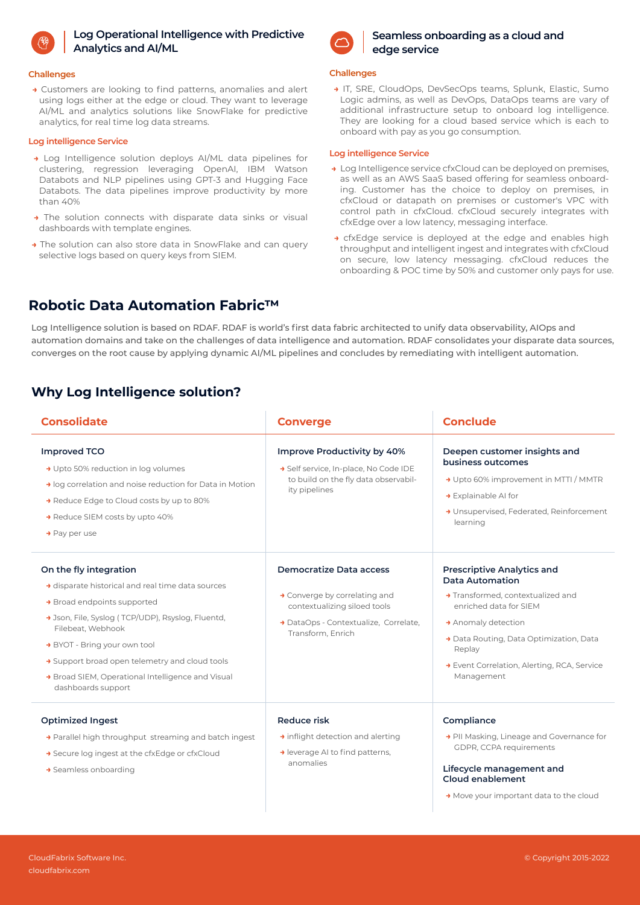## Log Operational Intelligence with Predictive Analytics and AI/ML

### Challenges

- Customers are looking to find patterns, anomalies and alert using logs either at the edge or cloud. They want to leverage AI/ML and analytics solutions like SnowFlake for predictive analytics, for real time log data streams.

### Log intelligence Service

- Log Intelligence solution deploys AI/ML data pipelines for clustering, regression leveraging OpenAI, IBM Watson Databots and NLP pipelines using GPT-3 and Hugging Face Databots. The data pipelines improve productivity by more than 40%
- The solution connects with disparate data sinks or visual dashboards with template engines.
- The solution can also store data in SnowFlake and can query selective logs based on query keys from SIEM.

## Seamless onboarding as a cloud and edge service

### Challenges

- IT, SRE, CloudOps, DevSecOps teams, Splunk, Elastic, Sumo Logic admins, as well as DevOps, DataOps teams are vary of additional infrastructure setup to onboard log intelligence. They are looking for a cloud based service which is each to onboard with pay as you go consumption.

### Log intelligence Service

- Log Intelligence service cfxCloud can be deployed on premises, as well as an AWS SaaS based offering for seamless onboarding. Customer has the choice to deploy on premises, in cfxCloud or datapath on premises or customer's VPC with control path in cfxCloud. cfxCloud securely integrates with cfxEdge over a low latency, messaging interface.
- cfxEdge service is deployed at the edge and enables high throughput and intelligent ingest and integrates with cfxCloud on secure, low latency messaging. cfxCloud reduces the onboarding & POC time by 50% and customer only pays for use.

# Robotic Data Automation Fabric™

Log Intelligence solution is based on RDAF. RDAF is world's first data fabric architected to unify data observability, AIOps and automation domains and take on the challenges of data intelligence and automation. RDAF consolidates your disparate data sources, converges on the root cause by applying dynamic AI/ML pipelines and concludes by remediating with intelligent automation.

# Why Log Intelligence solution?

| Consolidate | Converge | Conclude |
|---|---|---|
| **Improved TCO**<br>- Upto 50% reduction in log volumes<br>- log correlation and noise reduction for Data in Motion<br>- Reduce Edge to Cloud costs by up to 80%<br>- Reduce SIEM costs by upto 40%<br>- Pay per use | **Improve Productivity by 40%**<br>- Self service, In-place, No Code IDE to build on the fly data observability pipelines | **Deepen customer insights and business outcomes**<br>- Upto 60% improvement in MTTI / MMTR<br>- Explainable AI for<br>- Unsupervised, Federated, Reinforcement learning |
| **On the fly integration**<br>- disparate historical and real time data sources<br>- Broad endpoints supported<br>- Json, File, Syslog ( TCP/UDP), Rsyslog, Fluentd, Filebeat, Webhook<br>- BYOT - Bring your own tool<br>- Support broad open telemetry and cloud tools<br>- Broad SIEM, Operational Intelligence and Visual dashboards support | **Democratize Data access**<br>- Converge by correlating and contextualizing siloed tools<br>- DataOps - Contextualize, Correlate, Transform, Enrich | **Prescriptive Analytics and Data Automation**<br>- Transformed, contextualized and enriched data for SIEM<br>- Anomaly detection<br>- Data Routing, Data Optimization, Data Replay<br>- Event Correlation, Alerting, RCA, Service Management |
| **Optimized Ingest**<br>- Parallel high throughput streaming and batch ingest<br>- Secure log ingest at the cfxEdge or cfxCloud<br>- Seamless onboarding | **Reduce risk**<br>- inflight detection and alerting<br>- leverage AI to find patterns, anomalies | **Compliance**<br>- PII Masking, Lineage and Governance for GDPR, CCPA requirements<br>**Lifecycle management and Cloud enablement**<br>- Move your important data to the cloud |

CloudFabrix Software Inc.
cloudfabrix.com

© Copyright 2015-2022